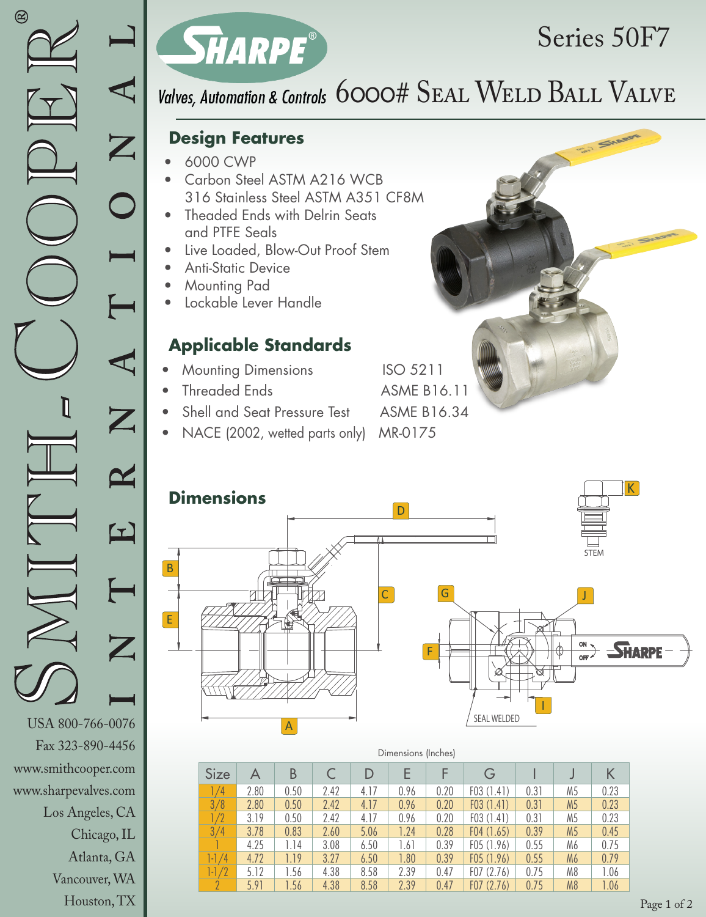Series 50F7

# 6000# Seal Weld Ball Valve

Valves, Automation & Controls

## Design Features

- 6000 CWP
- Carbon Steel ASTM A216 WCB
  316 Stainless Steel ASTM A351 CF8M
- Theaded Ends with Delrin Seats
  and PTFE Seals
- Live Loaded, Blow-Out Proof Stem
- Anti-Static Device
- Mounting Pad
- Lockable Lever Handle

## Applicable Standards

- Mounting Dimensions ISO 5211
- Threaded Ends ASME B16.11
- Shell and Seat Pressure Test ASME B16.34
- NACE (2002, wetted parts only) MR-0175

## Dimensions

Dimensions (Inches)

| Size | A | B | C | D | E | F | G | I | J | K |
|---|---|---|---|---|---|---|---|---|---|---|
| 1/4 | 2.80 | 0.50 | 2.42 | 4.17 | 0.96 | 0.20 | F03 (1.41) | 0.31 | M5 | 0.23 |
| 3/8 | 2.80 | 0.50 | 2.42 | 4.17 | 0.96 | 0.20 | F03 (1.41) | 0.31 | M5 | 0.23 |
| 1/2 | 3.19 | 0.50 | 2.42 | 4.17 | 0.96 | 0.20 | F03 (1.41) | 0.31 | M5 | 0.23 |
| 3/4 | 3.78 | 0.83 | 2.60 | 5.06 | 1.24 | 0.28 | F04 (1.65) | 0.39 | M5 | 0.45 |
| 1 | 4.25 | 1.14 | 3.08 | 6.50 | 1.61 | 0.39 | F05 (1.96) | 0.55 | M6 | 0.75 |
| 1-1/4 | 4.72 | 1.19 | 3.27 | 6.50 | 1.80 | 0.39 | F05 (1.96) | 0.55 | M6 | 0.79 |
| 1-1/2 | 5.12 | 1.56 | 4.38 | 8.58 | 2.39 | 0.47 | F07 (2.76) | 0.75 | M8 | 1.06 |
| 2 | 5.91 | 1.56 | 4.38 | 8.58 | 2.39 | 0.47 | F07 (2.76) | 0.75 | M8 | 1.06 |

SMITH-COOPER® INTERNATIONAL

USA 800-766-0076
Fax 323-890-4456
www.smithcooper.com
www.sharpevalves.com
Los Angeles, CA
Chicago, IL
Atlanta, GA
Vancouver, WA
Houston, TX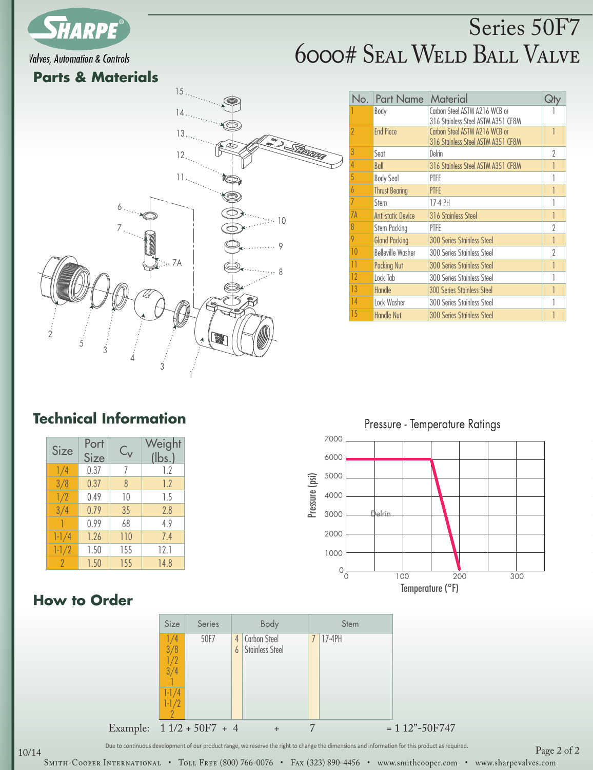SHARPE®

Valves, Automation & Controls

# Series 50F7
# 6000# Seal Weld Ball Valve

## Parts & Materials

15
14
13
12
11
6
7
7A
10
9
8
2
5
3
4
3
1

| No. | Part Name | Material | Qty |
|---|---|---|---|
| 1 | Body | Carbon Steel ASTM A216 WCB or 316 Stainless Steel ASTM A351 CF8M | 1 |
| 2 | End Piece | Carbon Steel ASTM A216 WCB or 316 Stainless Steel ASTM A351 CF8M | 1 |
| 3 | Seat | Delrin | 2 |
| 4 | Ball | 316 Stainless Steel ASTM A351 CF8M | 1 |
| 5 | Body Seal | PTFE | 1 |
| 6 | Thrust Bearing | PTFE | 1 |
| 7 | Stem | 17-4 PH | 1 |
| 7A | Anti-static Device | 316 Stainless Steel | 1 |
| 8 | Stem Packing | PTFE | 2 |
| 9 | Gland Packing | 300 Series Stainless Steel | 1 |
| 10 | Belleville Washer | 300 Series Stainless Steel | 2 |
| 11 | Packing Nut | 300 Series Stainless Steel | 1 |
| 12 | Lock Tab | 300 Series Stainless Steel | 1 |
| 13 | Handle | 300 Series Stainless Steel | 1 |
| 14 | Lock Washer | 300 Series Stainless Steel | 1 |
| 15 | Handle Nut | 300 Series Stainless Steel | 1 |

## Technical Information

| Size | Port Size | $C_v$ | Weight (lbs.) |
|---|---|---|---|
| 1/4 | 0.37 | 7 | 1.2 |
| 3/8 | 0.37 | 8 | 1.2 |
| 1/2 | 0.49 | 10 | 1.5 |
| 3/4 | 0.79 | 35 | 2.8 |
| 1 | 0.99 | 68 | 4.9 |
| 1-1/4 | 1.26 | 110 | 7.4 |
| 1-1/2 | 1.50 | 155 | 12.1 |
| 2 | 1.50 | 155 | 14.8 |

Pressure - Temperature Ratings

Pressure (psi)

7000
6000
5000
4000
3000
2000
1000
0

Delrin

0
100
200
300

Temperature (°F)

## How to Order

| Size | Series | Body | Stem |
|---|---|---|---|
| 1/4<br>3/8<br>1/2<br>3/4<br>1<br>1-1/4<br>1-1/2<br>2 | 50F7 | 4 Carbon Steel<br>6 Stainless Steel | 7 17-4PH |

Example: 1 1/2 + 50F7 + 4 + 7 = 1 12"-50F747

Due to continuous development of our product range, we reserve the right to change the dimensions and information for this product as required.

10/14

Smith-Cooper International • Toll Free (800) 766-0076 • Fax (323) 890-4456 • www.smithcooper.com • www.sharpevalves.com